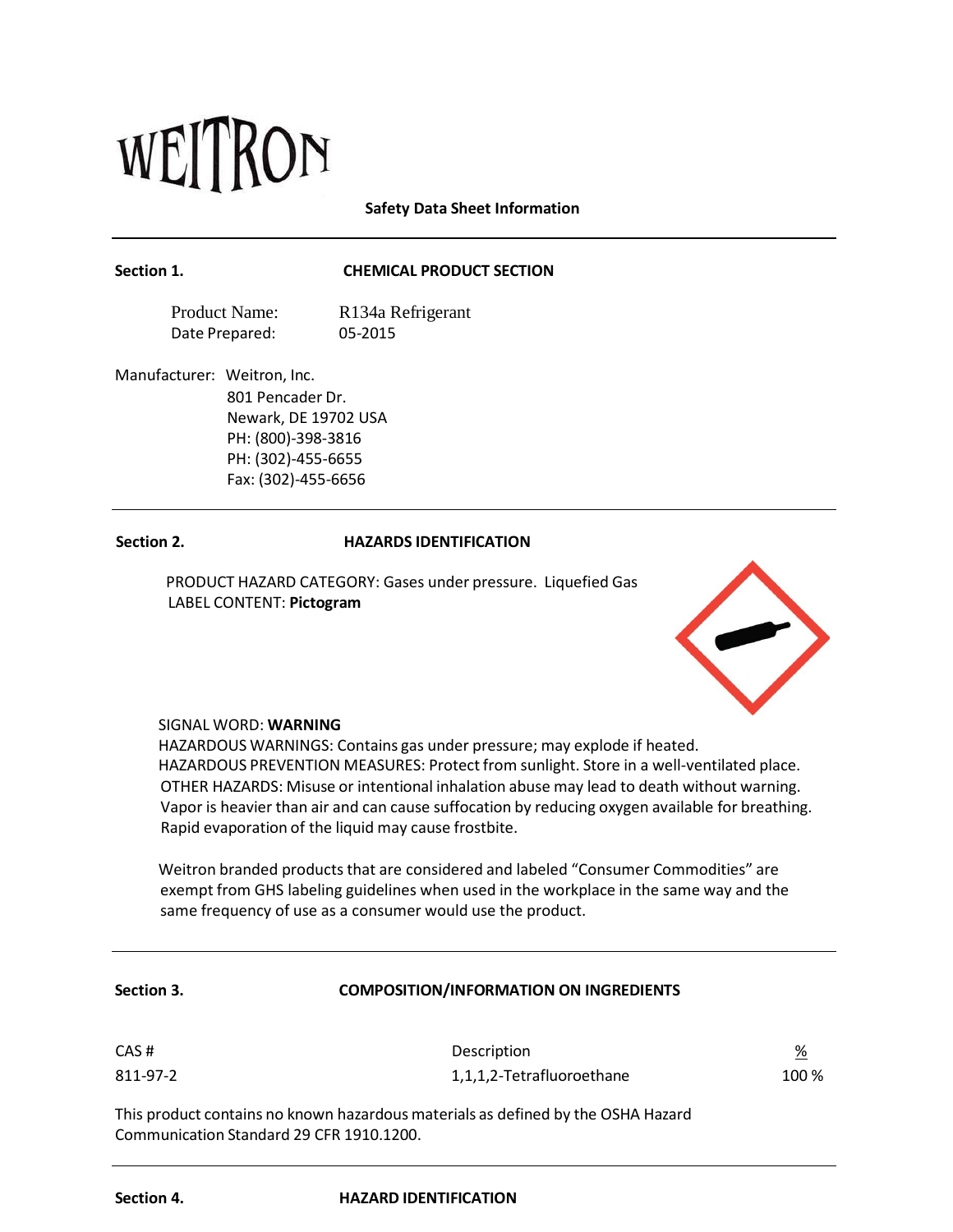WEITRON

**Safety Data Sheet Information**

---

**Section 1. CHEMICAL PRODUCT SECTION**

Product Name: R134a Refrigerant
Date Prepared: 05-2015

Manufacturer: Weitron, Inc.
801 Pencader Dr.
Newark, DE 19702 USA
PH: (800)-398-3816
PH: (302)-455-6655
Fax: (302)-455-6656

---

**Section 2. HAZARDS IDENTIFICATION**

PRODUCT HAZARD CATEGORY: Gases under pressure. Liquefied Gas
LABEL CONTENT: **Pictogram**

SIGNAL WORD: **WARNING**
HAZARDOUS WARNINGS: Contains gas under pressure; may explode if heated.
HAZARDOUS PREVENTION MEASURES: Protect from sunlight. Store in a well-ventilated place.
OTHER HAZARDS: Misuse or intentional inhalation abuse may lead to death without warning. Vapor is heavier than air and can cause suffocation by reducing oxygen available for breathing. Rapid evaporation of the liquid may cause frostbite.

Weitron branded products that are considered and labeled "Consumer Commodities" are exempt from GHS labeling guidelines when used in the workplace in the same way and the same frequency of use as a consumer would use the product.

---

**Section 3. COMPOSITION/INFORMATION ON INGREDIENTS**

| CAS # | Description | % |
|---|---|---|
| 811-97-2 | 1,1,1,2-Tetrafluoroethane | 100 % |

This product contains no known hazardous materials as defined by the OSHA Hazard Communication Standard 29 CFR 1910.1200.

---

**Section 4. HAZARD IDENTIFICATION**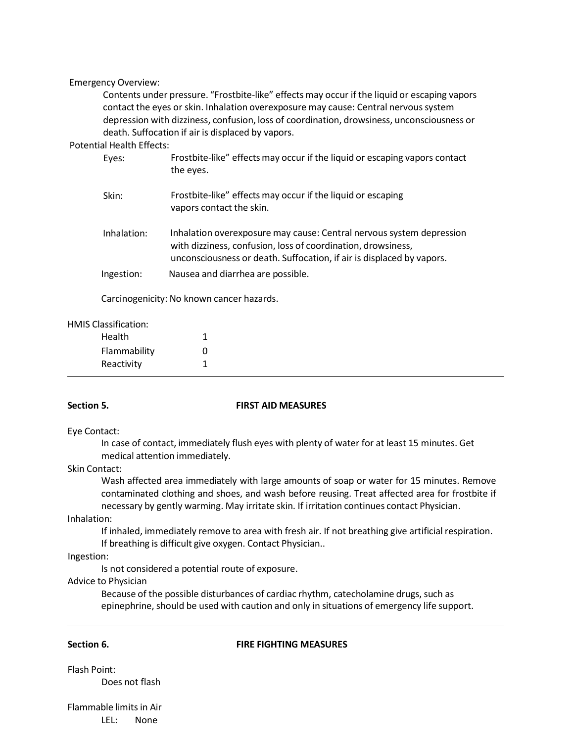Emergency Overview:

Contents under pressure. "Frostbite-like" effects may occur if the liquid or escaping vapors contact the eyes or skin. Inhalation overexposure may cause: Central nervous system depression with dizziness, confusion, loss of coordination, drowsiness, unconsciousness or death. Suffocation if air is displaced by vapors.

Potential Health Effects:

Eyes: Frostbite-like" effects may occur if the liquid or escaping vapors contact the eyes.

Skin: Frostbite-like" effects may occur if the liquid or escaping vapors contact the skin.

Inhalation: Inhalation overexposure may cause: Central nervous system depression with dizziness, confusion, loss of coordination, drowsiness, unconsciousness or death. Suffocation, if air is displaced by vapors.

Ingestion: Nausea and diarrhea are possible.

Carcinogenicity: No known cancer hazards.

HMIS Classification:

| | |
|---|---|
| Health | 1 |
| Flammability | 0 |
| Reactivity | 1 |

---

## Section 5. FIRST AID MEASURES

Eye Contact:

In case of contact, immediately flush eyes with plenty of water for at least 15 minutes. Get medical attention immediately.

Skin Contact:

Wash affected area immediately with large amounts of soap or water for 15 minutes. Remove contaminated clothing and shoes, and wash before reusing. Treat affected area for frostbite if necessary by gently warming. May irritate skin. If irritation continues contact Physician.

Inhalation:

If inhaled, immediately remove to area with fresh air. If not breathing give artificial respiration. If breathing is difficult give oxygen. Contact Physician..

Ingestion:

Is not considered a potential route of exposure.

Advice to Physician

Because of the possible disturbances of cardiac rhythm, catecholamine drugs, such as epinephrine, should be used with caution and only in situations of emergency life support.

---

## Section 6. FIRE FIGHTING MEASURES

Flash Point:

Does not flash

Flammable limits in Air

LEL: None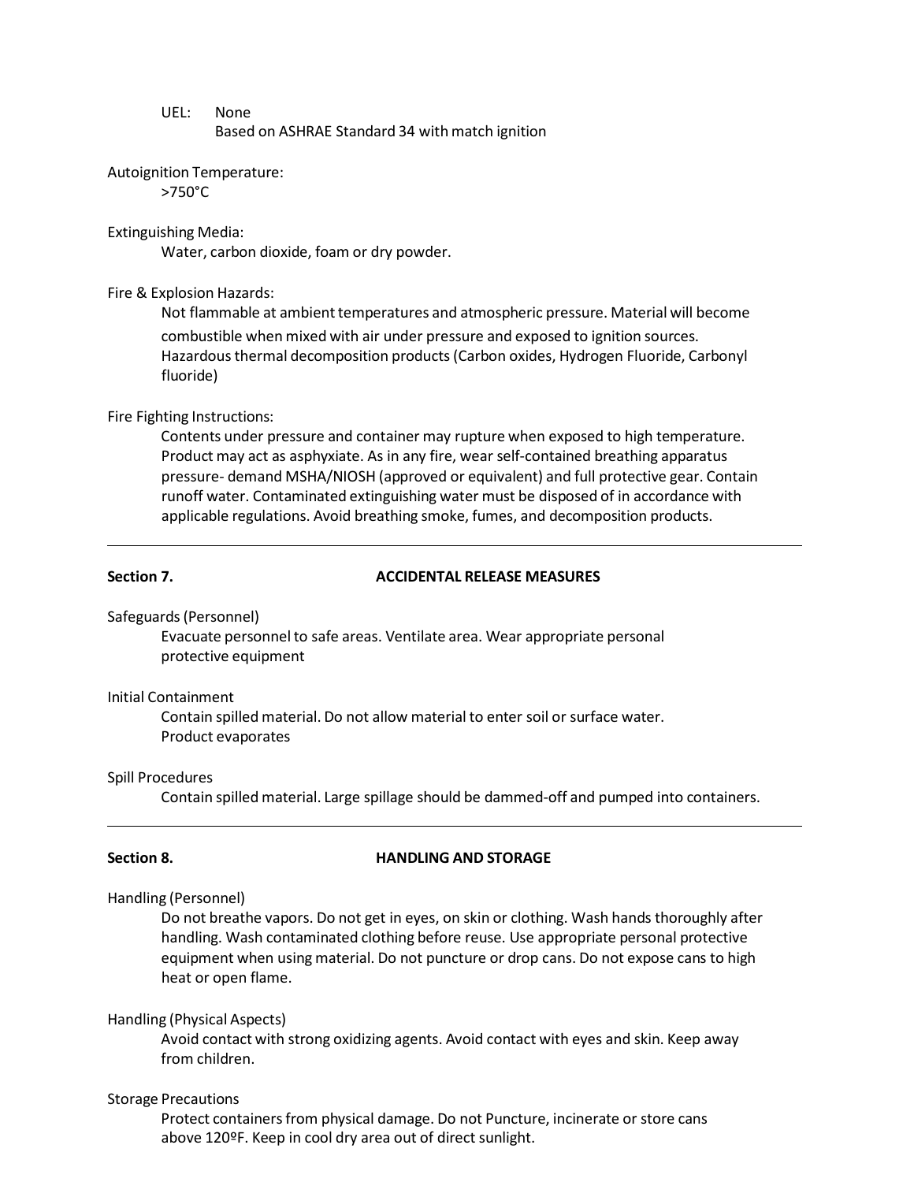UEL: None
Based on ASHRAE Standard 34 with match ignition

Autoignition Temperature:
>750°C

Extinguishing Media:
Water, carbon dioxide, foam or dry powder.

Fire & Explosion Hazards:
Not flammable at ambient temperatures and atmospheric pressure. Material will become combustible when mixed with air under pressure and exposed to ignition sources. Hazardous thermal decomposition products (Carbon oxides, Hydrogen Fluoride, Carbonyl fluoride)

Fire Fighting Instructions:
Contents under pressure and container may rupture when exposed to high temperature. Product may act as asphyxiate. As in any fire, wear self-contained breathing apparatus pressure- demand MSHA/NIOSH (approved or equivalent) and full protective gear. Contain runoff water. Contaminated extinguishing water must be disposed of in accordance with applicable regulations. Avoid breathing smoke, fumes, and decomposition products.

---

## Section 7. ACCIDENTAL RELEASE MEASURES

Safeguards (Personnel)
Evacuate personnel to safe areas. Ventilate area. Wear appropriate personal protective equipment

Initial Containment
Contain spilled material. Do not allow material to enter soil or surface water. Product evaporates

Spill Procedures
Contain spilled material. Large spillage should be dammed-off and pumped into containers.

---

## Section 8. HANDLING AND STORAGE

Handling (Personnel)
Do not breathe vapors. Do not get in eyes, on skin or clothing. Wash hands thoroughly after handling. Wash contaminated clothing before reuse. Use appropriate personal protective equipment when using material. Do not puncture or drop cans. Do not expose cans to high heat or open flame.

Handling (Physical Aspects)
Avoid contact with strong oxidizing agents. Avoid contact with eyes and skin. Keep away from children.

Storage Precautions
Protect containers from physical damage. Do not Puncture, incinerate or store cans above 120ºF. Keep in cool dry area out of direct sunlight.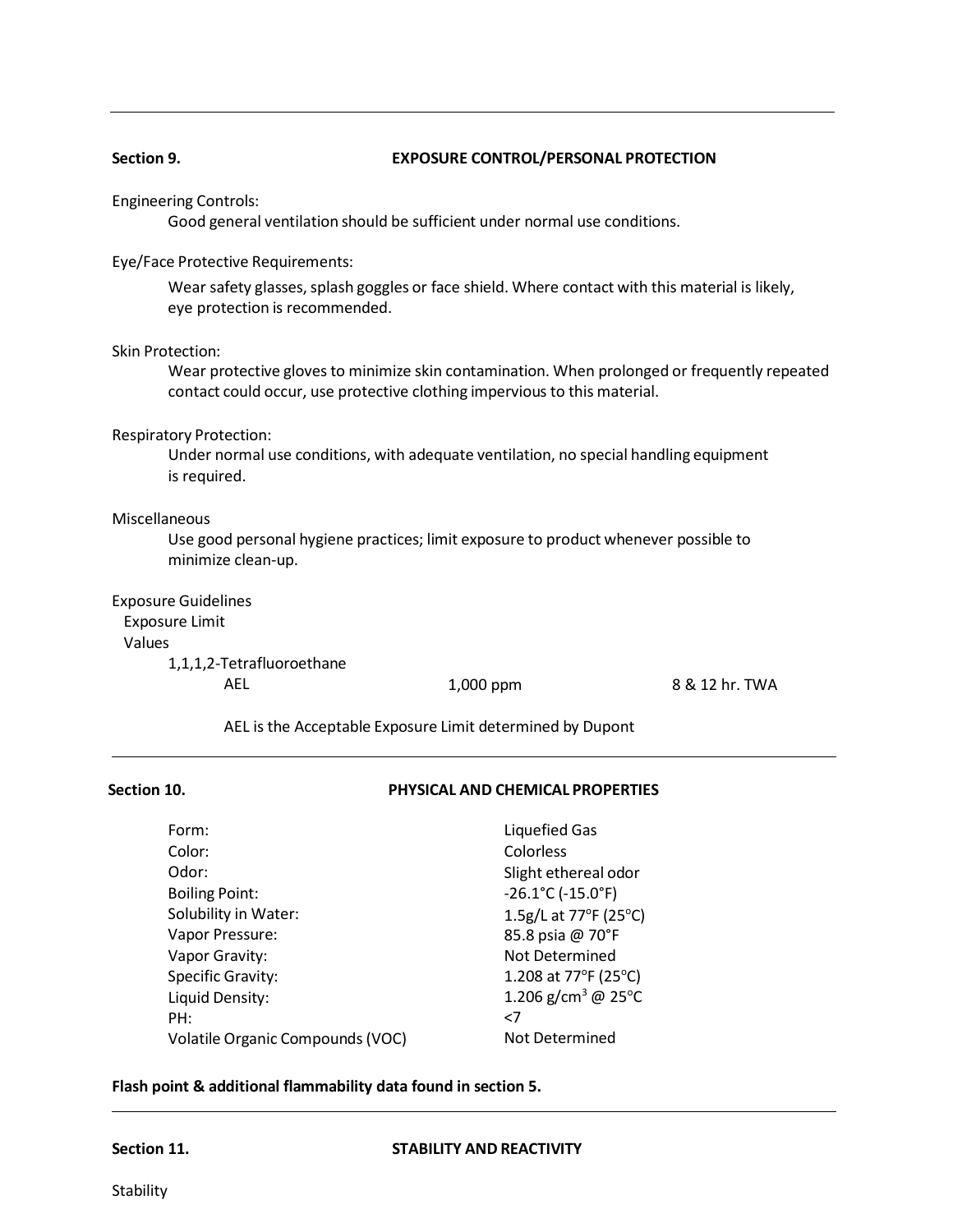## Section 9. EXPOSURE CONTROL/PERSONAL PROTECTION

Engineering Controls:

Good general ventilation should be sufficient under normal use conditions.

Eye/Face Protective Requirements:

Wear safety glasses, splash goggles or face shield. Where contact with this material is likely, eye protection is recommended.

Skin Protection:

Wear protective gloves to minimize skin contamination. When prolonged or frequently repeated contact could occur, use protective clothing impervious to this material.

Respiratory Protection:

Under normal use conditions, with adequate ventilation, no special handling equipment is required.

Miscellaneous

Use good personal hygiene practices; limit exposure to product whenever possible to minimize clean-up.

Exposure Guidelines

Exposure Limit Values

1,1,1,2-Tetrafluoroethane

| | | |
|---|---|---|
| AEL | 1,000 ppm | 8 & 12 hr. TWA |

AEL is the Acceptable Exposure Limit determined by Dupont

## Section 10. PHYSICAL AND CHEMICAL PROPERTIES

| | |
|---|---|
| Form: | Liquefied Gas |
| Color: | Colorless |
| Odor: | Slight ethereal odor |
| Boiling Point: | -26.1°C (-15.0°F) |
| Solubility in Water: | 1.5g/L at 77°F (25°C) |
| Vapor Pressure: | 85.8 psia @ 70°F |
| Vapor Gravity: | Not Determined |
| Specific Gravity: | 1.208 at 77°F (25°C) |
| Liquid Density: | 1.206 g/cm$^3$ @ 25°C |
| PH: | <7 |
| Volatile Organic Compounds (VOC) | Not Determined |

**Flash point & additional flammability data found in section 5.**

## Section 11. STABILITY AND REACTIVITY

Stability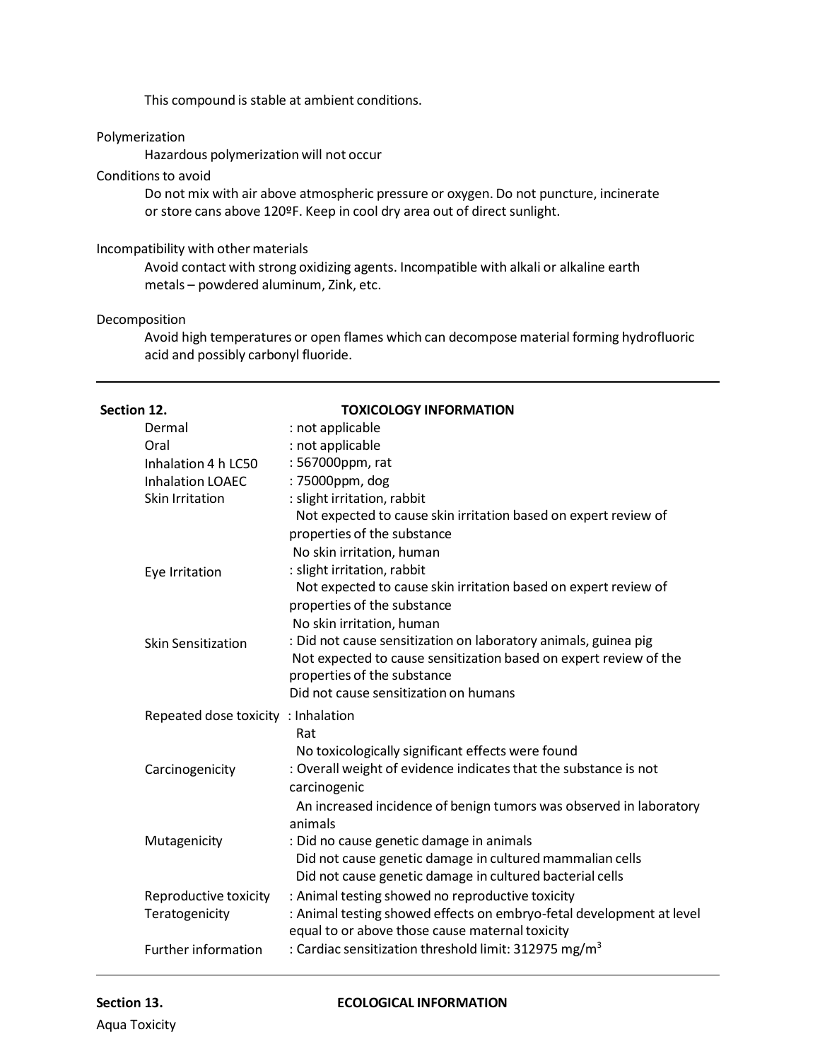This compound is stable at ambient conditions.

Polymerization

Hazardous polymerization will not occur

Conditions to avoid

Do not mix with air above atmospheric pressure or oxygen. Do not puncture, incinerate or store cans above 120ºF. Keep in cool dry area out of direct sunlight.

Incompatibility with other materials

Avoid contact with strong oxidizing agents. Incompatible with alkali or alkaline earth metals – powdered aluminum, Zink, etc.

Decomposition

Avoid high temperatures or open flames which can decompose material forming hydrofluoric acid and possibly carbonyl fluoride.

---

## Section 12. TOXICOLOGY INFORMATION

| | |
|---|---|
| Dermal | : not applicable |
| Oral | : not applicable |
| Inhalation 4 h LC50 | : 567000ppm, rat |
| Inhalation LOAEC | : 75000ppm, dog |
| Skin Irritation | : slight irritation, rabbit<br>Not expected to cause skin irritation based on expert review of properties of the substance<br>No skin irritation, human |
| Eye Irritation | : slight irritation, rabbit<br>Not expected to cause skin irritation based on expert review of properties of the substance<br>No skin irritation, human |
| Skin Sensitization | : Did not cause sensitization on laboratory animals, guinea pig<br>Not expected to cause sensitization based on expert review of the properties of the substance<br>Did not cause sensitization on humans |
| Repeated dose toxicity | : Inhalation<br>Rat<br>No toxicologically significant effects were found |
| Carcinogenicity | : Overall weight of evidence indicates that the substance is not carcinogenic<br>An increased incidence of benign tumors was observed in laboratory animals |
| Mutagenicity | : Did no cause genetic damage in animals<br>Did not cause genetic damage in cultured mammalian cells<br>Did not cause genetic damage in cultured bacterial cells |
| Reproductive toxicity | : Animal testing showed no reproductive toxicity |
| Teratogenicity | : Animal testing showed effects on embryo-fetal development at level equal to or above those cause maternal toxicity |
| Further information | : Cardiac sensitization threshold limit: 312975 mg/m$^3$ |

---

## Section 13. ECOLOGICAL INFORMATION

Aqua Toxicity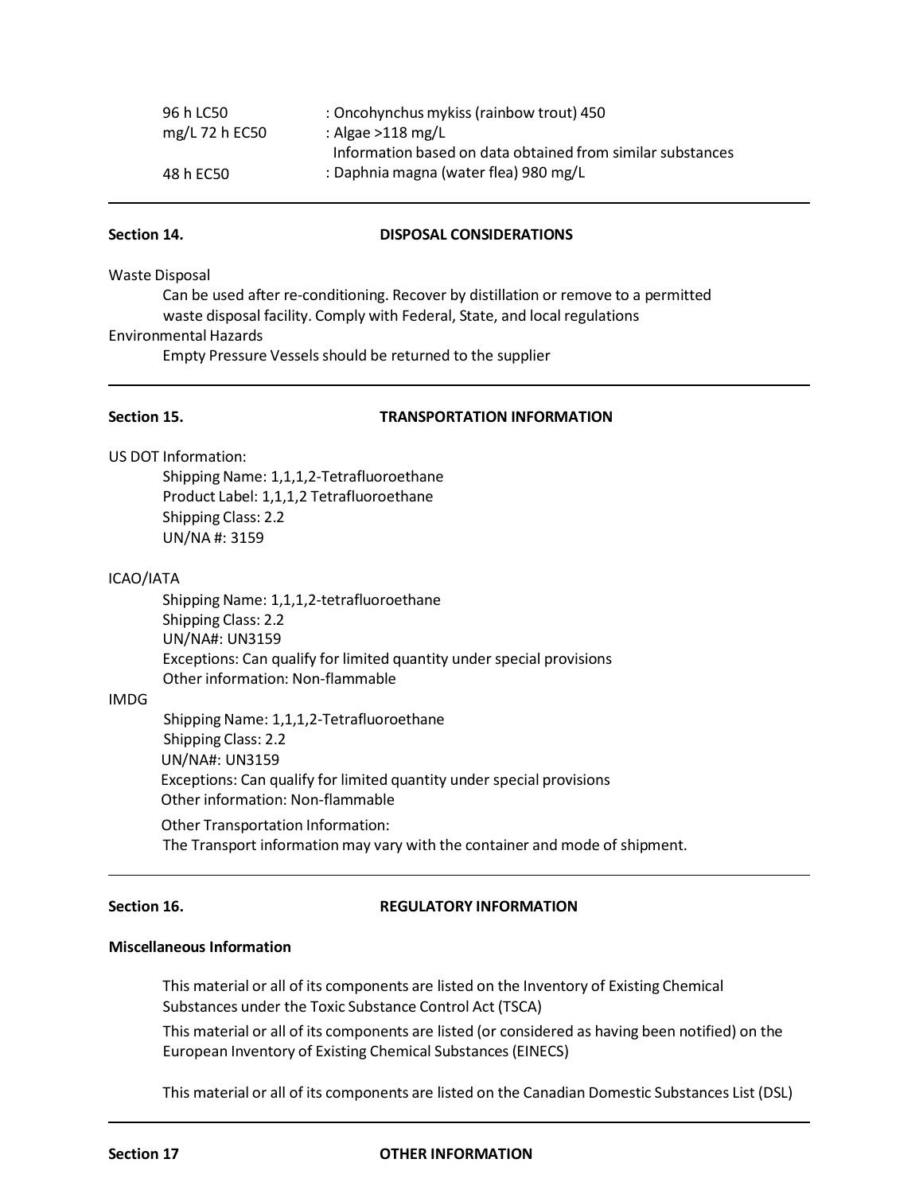| | |
|---|---|
| 96 h LC50 | : Oncohynchus mykiss (rainbow trout) 450 |
| mg/L 72 h EC50 | : Algae >118 mg/L<br>Information based on data obtained from similar substances |
| 48 h EC50 | : Daphnia magna (water flea) 980 mg/L |

---

## Section 14. DISPOSAL CONSIDERATIONS

Waste Disposal

Can be used after re-conditioning. Recover by distillation or remove to a permitted waste disposal facility. Comply with Federal, State, and local regulations

Environmental Hazards

Empty Pressure Vessels should be returned to the supplier

---

## Section 15. TRANSPORTATION INFORMATION

US DOT Information:

Shipping Name: 1,1,1,2-Tetrafluoroethane
Product Label: 1,1,1,2 Tetrafluoroethane
Shipping Class: 2.2
UN/NA #: 3159

ICAO/IATA

Shipping Name: 1,1,1,2-tetrafluoroethane
Shipping Class: 2.2
UN/NA#: UN3159
Exceptions: Can qualify for limited quantity under special provisions
Other information: Non-flammable

IMDG

Shipping Name: 1,1,1,2-Tetrafluoroethane
Shipping Class: 2.2
UN/NA#: UN3159
Exceptions: Can qualify for limited quantity under special provisions
Other information: Non-flammable

Other Transportation Information:
The Transport information may vary with the container and mode of shipment.

---

## Section 16. REGULATORY INFORMATION

**Miscellaneous Information**

This material or all of its components are listed on the Inventory of Existing Chemical Substances under the Toxic Substance Control Act (TSCA)

This material or all of its components are listed (or considered as having been notified) on the European Inventory of Existing Chemical Substances (EINECS)

This material or all of its components are listed on the Canadian Domestic Substances List (DSL)

---

## Section 17 OTHER INFORMATION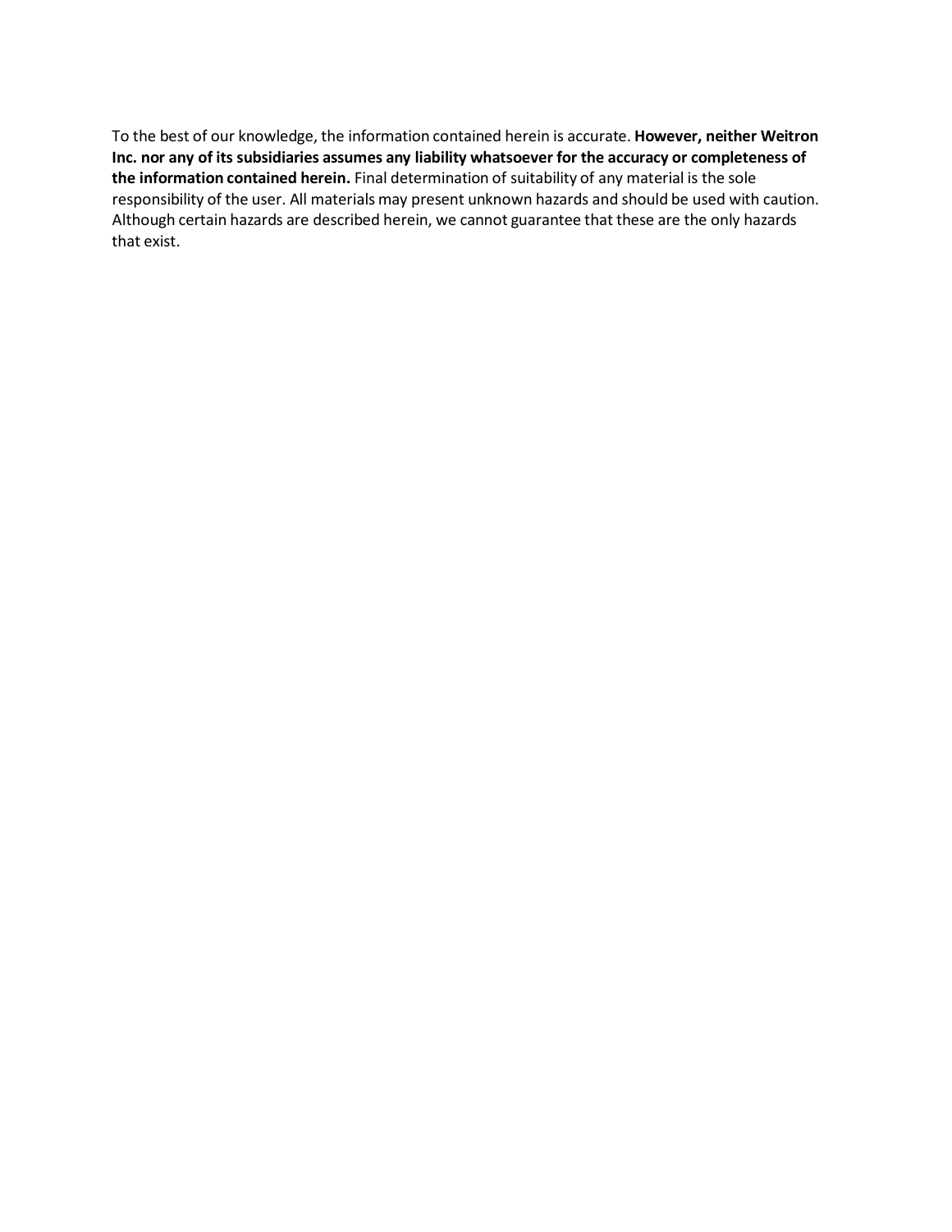To the best of our knowledge, the information contained herein is accurate. **However, neither Weitron Inc. nor any of its subsidiaries assumes any liability whatsoever for the accuracy or completeness of the information contained herein.** Final determination of suitability of any material is the sole responsibility of the user. All materials may present unknown hazards and should be used with caution. Although certain hazards are described herein, we cannot guarantee that these are the only hazards that exist.